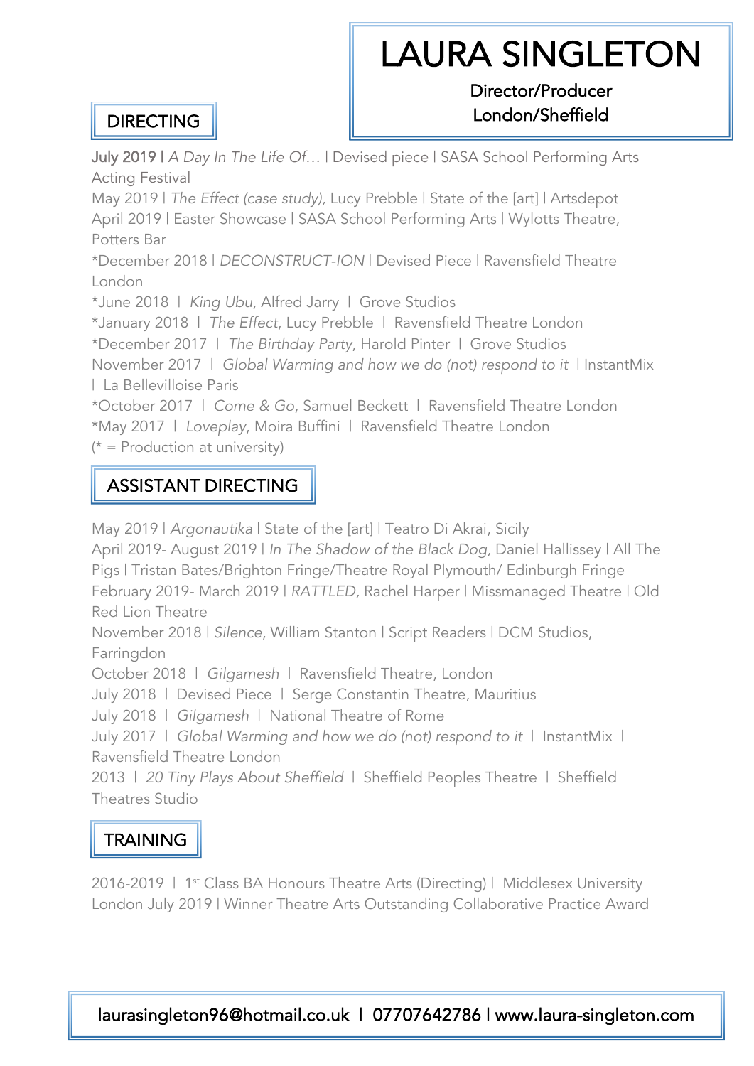# LAURA SINGLETON

Director/Producer
London/Sheffield

## DIRECTING

July 2019 | *A Day In The Life Of…* | Devised piece | SASA School Performing Arts Acting Festival
May 2019 | *The Effect (case study)*, Lucy Prebble | State of the [art] | Artsdepot
April 2019 | Easter Showcase | SASA School Performing Arts | Wylotts Theatre, Potters Bar
*December 2018 | *DECONSTRUCT-ION* | Devised Piece | Ravensfield Theatre London
*June 2018 | *King Ubu*, Alfred Jarry | Grove Studios
*January 2018 | *The Effect*, Lucy Prebble | Ravensfield Theatre London
*December 2017 | *The Birthday Party*, Harold Pinter | Grove Studios
November 2017 | *Global Warming and how we do (not) respond to it* | InstantMix | La Bellevilloise Paris
*October 2017 | *Come & Go*, Samuel Beckett | Ravensfield Theatre London
*May 2017 | *Loveplay*, Moira Buffini | Ravensfield Theatre London
(* = Production at university)

## ASSISTANT DIRECTING

May 2019 | *Argonautika* | State of the [art] | Teatro Di Akrai, Sicily
April 2019- August 2019 | *In The Shadow of the Black Dog*, Daniel Hallissey | All The Pigs | Tristan Bates/Brighton Fringe/Theatre Royal Plymouth/ Edinburgh Fringe
February 2019- March 2019 | *RATTLED*, Rachel Harper | Missmanaged Theatre | Old Red Lion Theatre
November 2018 | *Silence*, William Stanton | Script Readers | DCM Studios, Farringdon
October 2018 | *Gilgamesh* | Ravensfield Theatre, London
July 2018 | Devised Piece | Serge Constantin Theatre, Mauritius
July 2018 | *Gilgamesh* | National Theatre of Rome
July 2017 | *Global Warming and how we do (not) respond to it* | InstantMix | Ravensfield Theatre London
2013 | *20 Tiny Plays About Sheffield* | Sheffield Peoples Theatre | Sheffield Theatres Studio

## TRAINING

2016-2019 | 1st Class BA Honours Theatre Arts (Directing) | Middlesex University London July 2019 | Winner Theatre Arts Outstanding Collaborative Practice Award

laurasingleton96@hotmail.co.uk | 07707642786 | www.laura-singleton.com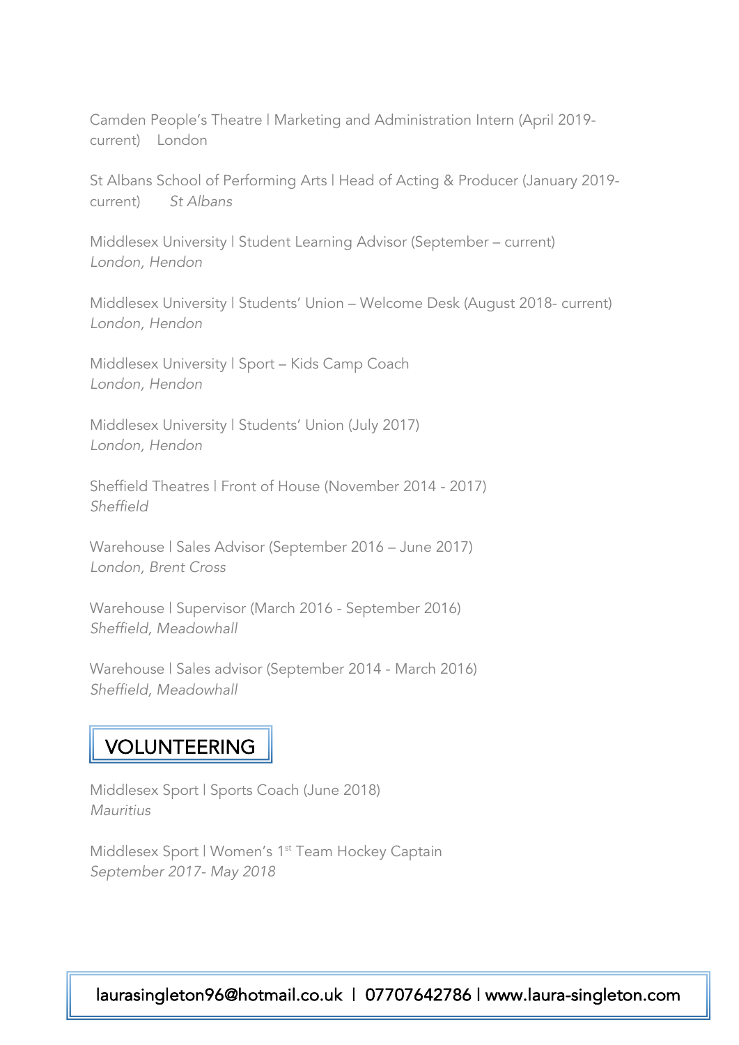Camden People's Theatre | Marketing and Administration Intern (April 2019-current) London

St Albans School of Performing Arts | Head of Acting & Producer (January 2019-current) *St Albans*

Middlesex University | Student Learning Advisor (September – current)
*London, Hendon*

Middlesex University | Students' Union – Welcome Desk (August 2018- current)
*London, Hendon*

Middlesex University | Sport – Kids Camp Coach
*London, Hendon*

Middlesex University | Students' Union (July 2017)
*London, Hendon*

Sheffield Theatres | Front of House (November 2014 - 2017)
*Sheffield*

Warehouse | Sales Advisor (September 2016 – June 2017)
*London, Brent Cross*

Warehouse | Supervisor (March 2016 - September 2016)
*Sheffield, Meadowhall*

Warehouse | Sales advisor (September 2014 - March 2016)
*Sheffield, Meadowhall*

## VOLUNTEERING

Middlesex Sport | Sports Coach (June 2018)
*Mauritius*

Middlesex Sport | Women's 1st Team Hockey Captain
*September 2017- May 2018*

laurasingleton96@hotmail.co.uk | 07707642786 | www.laura-singleton.com